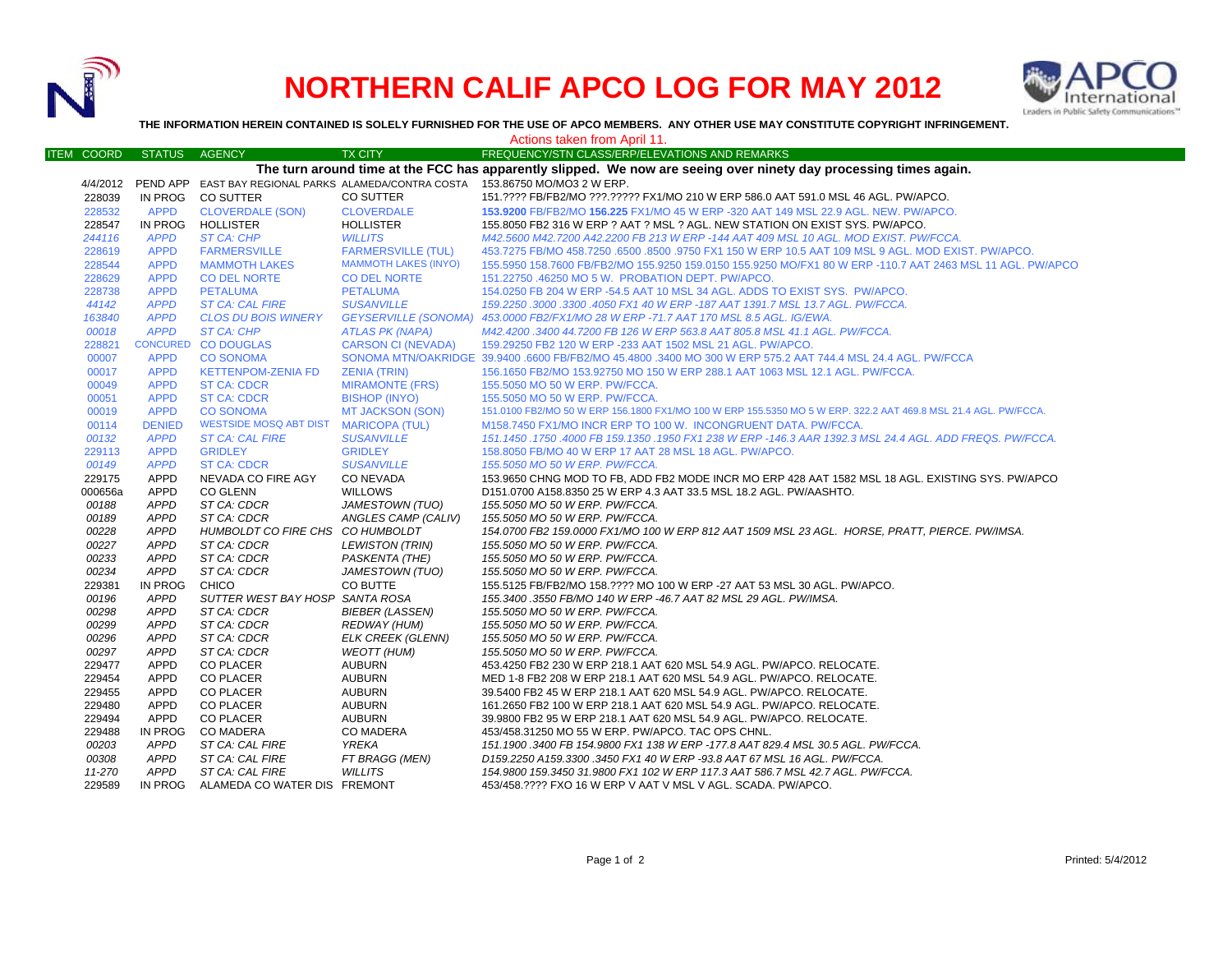# NORTHERN CALIF APCO LOG FOR MAY 2012

**THE INFORMATION HEREIN CONTAINED IS SOLELY FURNISHED FOR THE USE OF APCO MEMBERS. ANY OTHER USE MAY CONSTITUTE COPYRIGHT INFRINGEMENT.**

Actions taken from April 11.

| ITEM COORD | STATUS | AGENCY | TX CITY | FREQUENCY/STN CLASS/ERP/ELEVATIONS AND REMARKS |
|---|---|---|---|---|
| | | | | **The turn around time at the FCC has apparently slipped. We now are seeing over ninety day processing times again.** |
| 4/4/2012 | PEND APP | EAST BAY REGIONAL PARKS | ALAMEDA/CONTRA COSTA | 153.86750 MO/MO3 2 W ERP. |
| 228039 | IN PROG | CO SUTTER | CO SUTTER | 151.???? FB/FB2/MO ???.????? FX1/MO 210 W ERP 586.0 AAT 591.0 MSL 46 AGL. PW/APCO. |
| 228532 | APPD | CLOVERDALE (SON) | CLOVERDALE | **153.9200** FB/FB2/MO **156.225** FX1/MO 45 W ERP -320 AAT 149 MSL 22.9 AGL. NEW. PW/APCO. |
| 228547 | IN PROG | HOLLISTER | HOLLISTER | 155.8050 FB2 316 W ERP ? AAT ? MSL ? AGL. NEW STATION ON EXIST SYS. PW/APCO. |
| *244116* | *APPD* | *ST CA: CHP* | *WILLITS* | *M42.5600 M42.7200 A42.2200 FB 213 W ERP -144 AAT 409 MSL 10 AGL. MOD EXIST. PW/FCCA.* |
| 228619 | APPD | FARMERSVILLE | FARMERSVILLE (TUL) | 453.7275 FB/MO 458.7250 .6500 .8500 .9750 FX1 150 W ERP 10.5 AAT 109 MSL 9 AGL. MOD EXIST. PW/APCO. |
| 228544 | APPD | MAMMOTH LAKES | MAMMOTH LAKES (INYO) | 155.5950 158.7600 FB/FB2/MO 155.9250 159.0150 155.9250 MO/FX1 80 W ERP -110.7 AAT 2463 MSL 11 AGL. PW/APCO |
| 228629 | APPD | CO DEL NORTE | CO DEL NORTE | 151.22750 .46250 MO 5 W. PROBATION DEPT. PW/APCO. |
| 228738 | APPD | PETALUMA | PETALUMA | 154.0250 FB 204 W ERP -54.5 AAT 10 MSL 34 AGL. ADDS TO EXIST SYS. PW/APCO. |
| *44142* | *APPD* | *ST CA: CAL FIRE* | *SUSANVILLE* | *159.2250 .3000 .3300 .4050 FX1 40 W ERP -187 AAT 1391.7 MSL 13.7 AGL. PW/FCCA.* |
| *163840* | *APPD* | *CLOS DU BOIS WINERY* | *GEYSERVILLE (SONOMA)* | *453.0000 FB2/FX1/MO 28 W ERP -71.7 AAT 170 MSL 8.5 AGL. IG/EWA.* |
| *00018* | *APPD* | *ST CA: CHP* | *ATLAS PK (NAPA)* | *M42.4200 .3400 44.7200 FB 126 W ERP 563.8 AAT 805.8 MSL 41.1 AGL. PW/FCCA.* |
| 228821 | CONCURED | CO DOUGLAS | CARSON CI (NEVADA) | 159.29250 FB2 120 W ERP -233 AAT 1502 MSL 21 AGL. PW/APCO. |
| 00007 | APPD | CO SONOMA | SONOMA MTN/OAKRIDGE | 39.9400 .6600 FB/FB2/MO 45.4800 .3400 MO 300 W ERP 575.2 AAT 744.4 MSL 24.4 AGL. PW/FCCA |
| 00017 | APPD | KETTENPOM-ZENIA FD | ZENIA (TRIN) | 156.1650 FB2/MO 153.92750 MO 150 W ERP 288.1 AAT 1063 MSL 12.1 AGL. PW/FCCA. |
| 00049 | APPD | ST CA: CDCR | MIRAMONTE (FRS) | 155.5050 MO 50 W ERP. PW/FCCA. |
| 00051 | APPD | ST CA: CDCR | BISHOP (INYO) | 155.5050 MO 50 W ERP. PW/FCCA. |
| 00019 | APPD | CO SONOMA | MT JACKSON (SON) | 151.0100 FB2/MO 50 W ERP 156.1800 FX1/MO 100 W ERP 155.5350 MO 5 W ERP. 322.2 AAT 469.8 MSL 21.4 AGL. PW/FCCA. |
| 00114 | DENIED | WESTSIDE MOSQ ABT DIST | MARICOPA (TUL) | M158.7450 FX1/MO INCR ERP TO 100 W. INCONGRUENT DATA. PW/FCCA. |
| *00132* | *APPD* | *ST CA: CAL FIRE* | *SUSANVILLE* | *151.1450 .1750 .4000 FB 159.1350 .1950 FX1 238 W ERP -146.3 AAR 1392.3 MSL 24.4 AGL. ADD FREQS. PW/FCCA.* |
| 229113 | APPD | GRIDLEY | GRIDLEY | 158.8050 FB/MO 40 W ERP 17 AAT 28 MSL 18 AGL. PW/APCO. |
| *00149* | *APPD* | *ST CA: CDCR* | *SUSANVILLE* | *155.5050 MO 50 W ERP. PW/FCCA.* |
| 229175 | APPD | NEVADA CO FIRE AGY | CO NEVADA | 153.9650 CHNG MOD TO FB, ADD FB2 MODE INCR MO ERP 428 AAT 1582 MSL 18 AGL. EXISTING SYS. PW/APCO |
| 000656a | APPD | CO GLENN | WILLOWS | D151.0700 A158.8350 25 W ERP 4.3 AAT 33.5 MSL 18.2 AGL. PW/AASHTO. |
| *00188* | *APPD* | *ST CA: CDCR* | *JAMESTOWN (TUO)* | *155.5050 MO 50 W ERP. PW/FCCA.* |
| *00189* | *APPD* | *ST CA: CDCR* | *ANGLES CAMP (CALIV)* | *155.5050 MO 50 W ERP. PW/FCCA.* |
| *00228* | *APPD* | *HUMBOLDT CO FIRE CHS* | *CO HUMBOLDT* | *154.0700 FB2 159.0000 FX1/MO 100 W ERP 812 AAT 1509 MSL 23 AGL. HORSE, PRATT, PIERCE. PW/IMSA.* |
| *00227* | *APPD* | *ST CA: CDCR* | *LEWISTON (TRIN)* | *155.5050 MO 50 W ERP. PW/FCCA.* |
| *00233* | *APPD* | *ST CA: CDCR* | *PASKENTA (THE)* | *155.5050 MO 50 W ERP. PW/FCCA.* |
| *00234* | *APPD* | *ST CA: CDCR* | *JAMESTOWN (TUO)* | *155.5050 MO 50 W ERP. PW/FCCA.* |
| 229381 | IN PROG | CHICO | CO BUTTE | 155.5125 FB/FB2/MO 158.???? MO 100 W ERP -27 AAT 53 MSL 30 AGL. PW/APCO. |
| *00196* | *APPD* | *SUTTER WEST BAY HOSP* | *SANTA ROSA* | *155.3400 .3550 FB/MO 140 W ERP -46.7 AAT 82 MSL 29 AGL. PW/IMSA.* |
| *00298* | *APPD* | *ST CA: CDCR* | *BIEBER (LASSEN)* | *155.5050 MO 50 W ERP. PW/FCCA.* |
| *00299* | *APPD* | *ST CA: CDCR* | *REDWAY (HUM)* | *155.5050 MO 50 W ERP. PW/FCCA.* |
| *00296* | *APPD* | *ST CA: CDCR* | *ELK CREEK (GLENN)* | *155.5050 MO 50 W ERP. PW/FCCA.* |
| *00297* | *APPD* | *ST CA: CDCR* | *WEOTT (HUM)* | *155.5050 MO 50 W ERP. PW/FCCA.* |
| 229477 | APPD | CO PLACER | AUBURN | 453.4250 FB2 230 W ERP 218.1 AAT 620 MSL 54.9 AGL. PW/APCO. RELOCATE. |
| 229454 | APPD | CO PLACER | AUBURN | MED 1-8 FB2 208 W ERP 218.1 AAT 620 MSL 54.9 AGL. PW/APCO. RELOCATE. |
| 229455 | APPD | CO PLACER | AUBURN | 39.5400 FB2 45 W ERP 218.1 AAT 620 MSL 54.9 AGL. PW/APCO. RELOCATE. |
| 229480 | APPD | CO PLACER | AUBURN | 161.2650 FB2 100 W ERP 218.1 AAT 620 MSL 54.9 AGL. PW/APCO. RELOCATE. |
| 229494 | APPD | CO PLACER | AUBURN | 39.9800 FB2 95 W ERP 218.1 AAT 620 MSL 54.9 AGL. PW/APCO. RELOCATE. |
| 229488 | IN PROG | CO MADERA | CO MADERA | 453/458.31250 MO 55 W ERP. PW/APCO. TAC OPS CHNL. |
| *00203* | *APPD* | *ST CA: CAL FIRE* | *YREKA* | *151.1900 .3400 FB 154.9800 FX1 138 W ERP -177.8 AAT 829.4 MSL 30.5 AGL. PW/FCCA.* |
| *00308* | *APPD* | *ST CA: CAL FIRE* | *FT BRAGG (MEN)* | *D159.2250 A159.3300 .3450 FX1 40 W ERP -93.8 AAT 67 MSL 16 AGL. PW/FCCA.* |
| *11-270* | *APPD* | *ST CA: CAL FIRE* | *WILLITS* | *154.9800 159.3450 31.9800 FX1 102 W ERP 117.3 AAT 586.7 MSL 42.7 AGL. PW/FCCA.* |
| 229589 | IN PROG | ALAMEDA CO WATER DIS | FREMONT | 453/458.???? FXO 16 W ERP V AAT V MSL V AGL. SCADA. PW/APCO. |

Printed: 5/4/2012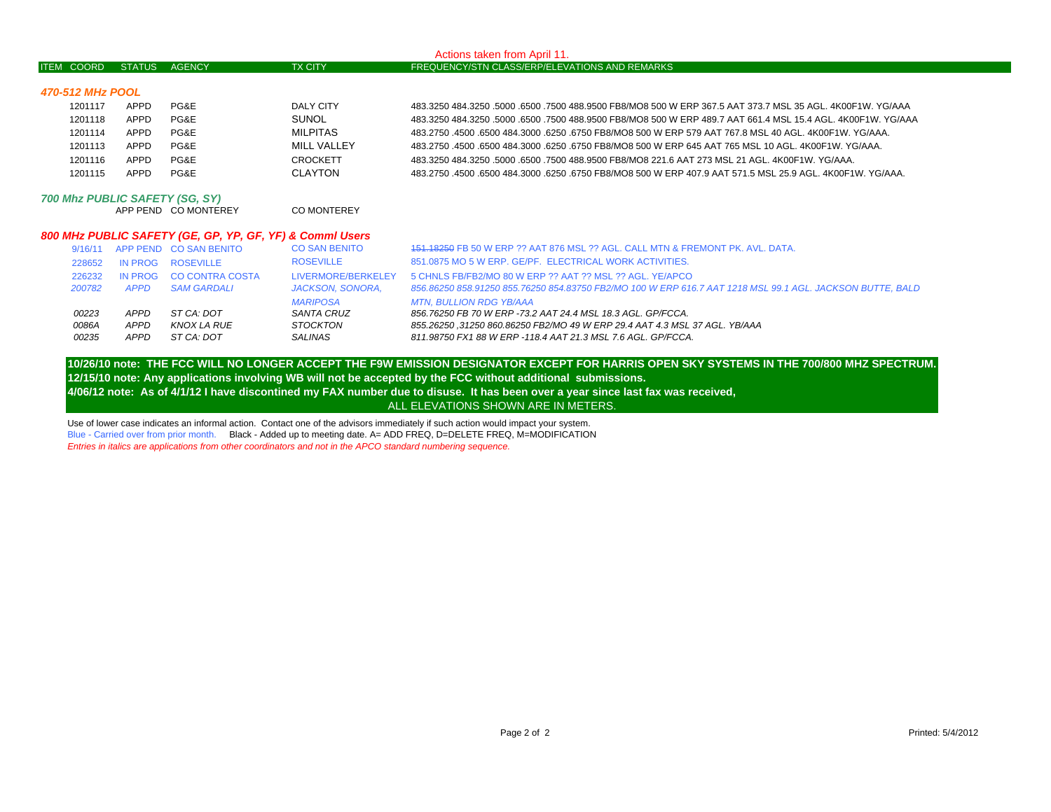Actions taken from April 11.

| ITEM | COORD | STATUS | AGENCY | TX CITY | FREQUENCY/STN CLASS/ERP/ELEVATIONS AND REMARKS |
|---|---|---|---|---|---|
| ***470-512 MHz POOL*** | | | | | |
| | 1201117 | APPD | PG&E | DALY CITY | 483.3250 484.3250 .5000 .6500 .7500 488.9500 FB8/MO8 500 W ERP 367.5 AAT 373.7 MSL 35 AGL. 4K00F1W. YG/AAA |
| | 1201118 | APPD | PG&E | SUNOL | 483.3250 484.3250 .5000 .6500 .7500 488.9500 FB8/MO8 500 W ERP 489.7 AAT 661.4 MSL 15.4 AGL. 4K00F1W. YG/AAA |
| | 1201114 | APPD | PG&E | MILPITAS | 483.2750 .4500 .6500 484.3000 .6250 .6750 FB8/MO8 500 W ERP 579 AAT 767.8 MSL 40 AGL. 4K00F1W. YG/AAA. |
| | 1201113 | APPD | PG&E | MILL VALLEY | 483.2750 .4500 .6500 484.3000 .6250 .6750 FB8/MO8 500 W ERP 645 AAT 765 MSL 10 AGL. 4K00F1W. YG/AAA. |
| | 1201116 | APPD | PG&E | CROCKETT | 483.3250 484.3250 .5000 .6500 .7500 488.9500 FB8/MO8 221.6 AAT 273 MSL 21 AGL. 4K00F1W. YG/AAA. |
| | 1201115 | APPD | PG&E | CLAYTON | 483.2750 .4500 .6500 484.3000 .6250 .6750 FB8/MO8 500 W ERP 407.9 AAT 571.5 MSL 25.9 AGL. 4K00F1W. YG/AAA. |
| ***700 Mhz PUBLIC SAFETY (SG, SY)*** | | | | | |
| | | APP PEND | CO MONTEREY | CO MONTEREY | |
| ***800 MHz PUBLIC SAFETY (GE, GP, YP, GF, YF) & Comml Users*** | | | | | |
| | 9/16/11 | APP PEND | CO SAN BENITO | CO SAN BENITO | ~~151.18250~~ FB 50 W ERP ?? AAT 876 MSL ?? AGL. CALL MTN & FREMONT PK. AVL. DATA. |
| | 228652 | IN PROG | ROSEVILLE | ROSEVILLE | 851.0875 MO 5 W ERP. GE/PF. ELECTRICAL WORK ACTIVITIES. |
| | 226232 | IN PROG | CO CONTRA COSTA | LIVERMORE/BERKELEY | 5 CHNLS FB/FB2/MO 80 W ERP ?? AAT ?? MSL ?? AGL. YE/APCO |
| | *200782* | *APPD* | *SAM GARDALI* | *JACKSON, SONORA, MARIPOSA* | *856.86250 858.91250 855.76250 854.83750 FB2/MO 100 W ERP 616.7 AAT 1218 MSL 99.1 AGL. JACKSON BUTTE, BALD MTN, BULLION RDG YB/AAA* |
| | *00223* | *APPD* | *ST CA: DOT* | *SANTA CRUZ* | *856.76250 FB 70 W ERP -73.2 AAT 24.4 MSL 18.3 AGL. GP/FCCA.* |
| | *0086A* | *APPD* | *KNOX LA RUE* | *STOCKTON* | *855.26250 ,31250 860.86250 FB2/MO 49 W ERP 29.4 AAT 4.3 MSL 37 AGL. YB/AAA* |
| | *00235* | *APPD* | *ST CA: DOT* | *SALINAS* | *811.98750 FX1 88 W ERP -118.4 AAT 21.3 MSL 7.6 AGL. GP/FCCA.* |

**10/26/10 note: THE FCC WILL NO LONGER ACCEPT THE F9W EMISSION DESIGNATOR EXCEPT FOR HARRIS OPEN SKY SYSTEMS IN THE 700/800 MHZ SPECTRUM.**
**12/15/10 note: Any applications involving WB will not be accepted by the FCC without additional submissions.**
**4/06/12 note: As of 4/1/12 I have discontined my FAX number due to disuse. It has been over a year since last fax was received,**
ALL ELEVATIONS SHOWN ARE IN METERS.

Use of lower case indicates an informal action. Contact one of the advisors immediately if such action would impact your system.
Blue - Carried over from prior month. Black - Added up to meeting date. A= ADD FREQ, D=DELETE FREQ, M=MODIFICATION
*Entries in italics are applications from other coordinators and not in the APCO standard numbering sequence.*

Printed: 5/4/2012